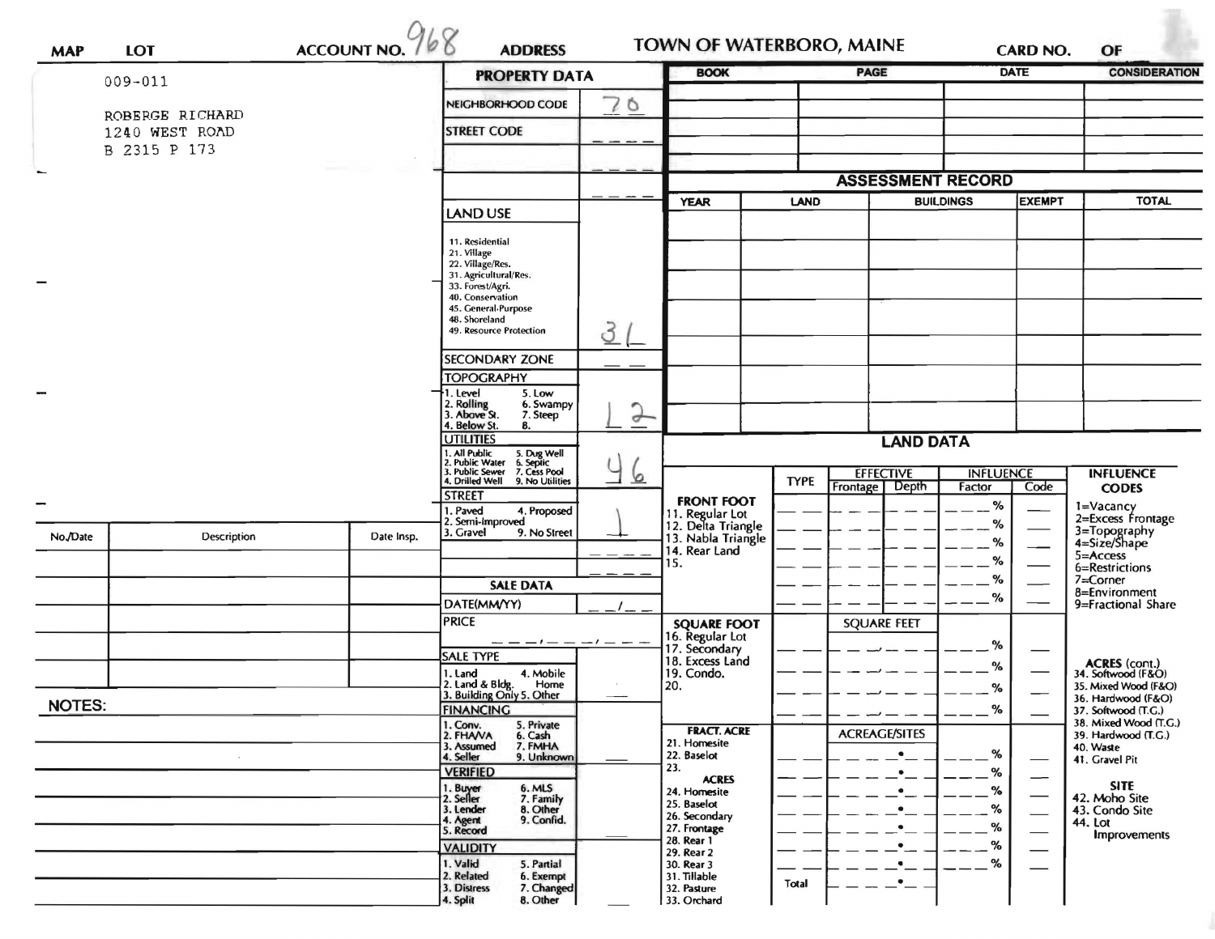# TOWN OF WATERBORO, MAINE

**MAP** | **LOT** | **ACCOUNT NO.** 968 | **ADDRESS** | **CARD NO.** | **OF**

009-011

ROBERGE RICHARD
1240 WEST ROAD
B 2315 P 173

## PROPERTY DATA

| | |
|---|---|
| NEIGHBORHOOD CODE | 70 |
| STREET CODE | |
| | |
| | |

**LAND USE**

11. Residential
21. Village
22. Village/Res.
31. Agricultural/Res.
33. Forest/Agri.
40. Conservation
45. General Purpose
48. Shoreland
49. Resource Protection

Land Use: 31

**SECONDARY ZONE**

**TOPOGRAPHY**

1. Level
2. Rolling
3. Above St.
4. Below St.
5. Low
6. Swampy
7. Steep
8.

Topography: 1 2

**UTILITIES**

1. All Public
2. Public Water
3. Public Sewer
4. Drilled Well
5. Dug Well
6. Septic
7. Cess Pool
9. No Utilities

Utilities: 4 6

**STREET**

1. Paved
2. Semi-Improved
3. Gravel
4. Proposed
9. No Street

Street: 1

## SALE DATA

DATE(MM/YY)

PRICE

**SALE TYPE**

1. Land
2. Land & Bldg.
3. Building Only
4. Mobile Home
5. Other

**FINANCING**

1. Conv.
2. FHA/VA
3. Assumed
4. Seller
5. Private
6. Cash
7. FMHA
9. Unknown

**VERIFIED**

1. Buyer
2. Seller
3. Lender
4. Agent
5. Record
6. MLS
7. Family
8. Other
9. Confid.

**VALIDITY**

1. Valid
2. Related
3. Distress
4. Split
5. Partial
6. Exempt
7. Changed
8. Other

| BOOK | PAGE | DATE | CONSIDERATION |
|---|---|---|---|
| | | | |
| | | | |
| | | | |
| | | | |

## ASSESSMENT RECORD

| YEAR | LAND | BUILDINGS | EXEMPT | TOTAL |
|---|---|---|---|---|
| | | | | |
| | | | | |
| | | | | |
| | | | | |
| | | | | |
| | | | | |

## LAND DATA

| | TYPE | EFFECTIVE Frontage | EFFECTIVE Depth | INFLUENCE Factor | INFLUENCE Code |
|---|---|---|---|---|---|
| **FRONT FOOT** | | | | | |
| 11. Regular Lot | | | | % | |
| 12. Delta Triangle | | | | % | |
| 13. Nabla Triangle | | | | % | |
| 14. Rear Land | | | | % | |
| 15. | | | | % | |
| | | | | % | |
| **SQUARE FOOT** | | SQUARE FEET | | | |
| 16. Regular Lot | | | | % | |
| 17. Secondary | | | | % | |
| 18. Excess Land | | | | % | |
| 19. Condo. | | | | % | |
| 20. | | | | | |
| **FRACT. ACRE** | | ACREAGE/SITES | | | |
| 21. Homesite | | | | % | |
| 22. Baselot | | | | % | |
| 23. | | | | % | |
| **ACRES** | | | | | |
| 24. Homesite | | | | % | |
| 25. Baselot | | | | % | |
| 26. Secondary | | | | % | |
| 27. Frontage | | | | % | |
| 28. Rear 1 | | | | % | |
| 29. Rear 2 | | | | | |
| 30. Rear 3 | | | | | |
| 31. Tillable | Total | | | | |
| 32. Pasture | | | | | |
| 33. Orchard | | | | | |

**INFLUENCE CODES**

1=Vacancy
2=Excess Frontage
3=Topography
4=Size/Shape
5=Access
6=Restrictions
7=Corner
8=Environment
9=Fractional Share

**ACRES (cont.)**

34. Softwood (F&O)
35. Mixed Wood (F&O)
36. Hardwood (F&O)
37. Softwood (T.G.)
38. Mixed Wood (T.G.)
39. Hardwood (T.G.)
40. Waste
41. Gravel Pit

**SITE**

42. Moho Site
43. Condo Site
44. Lot Improvements

| No./Date | Description | Date Insp. |
|---|---|---|
| | | |
| | | |
| | | |
| | | |
| | | |
| | | |

**NOTES:**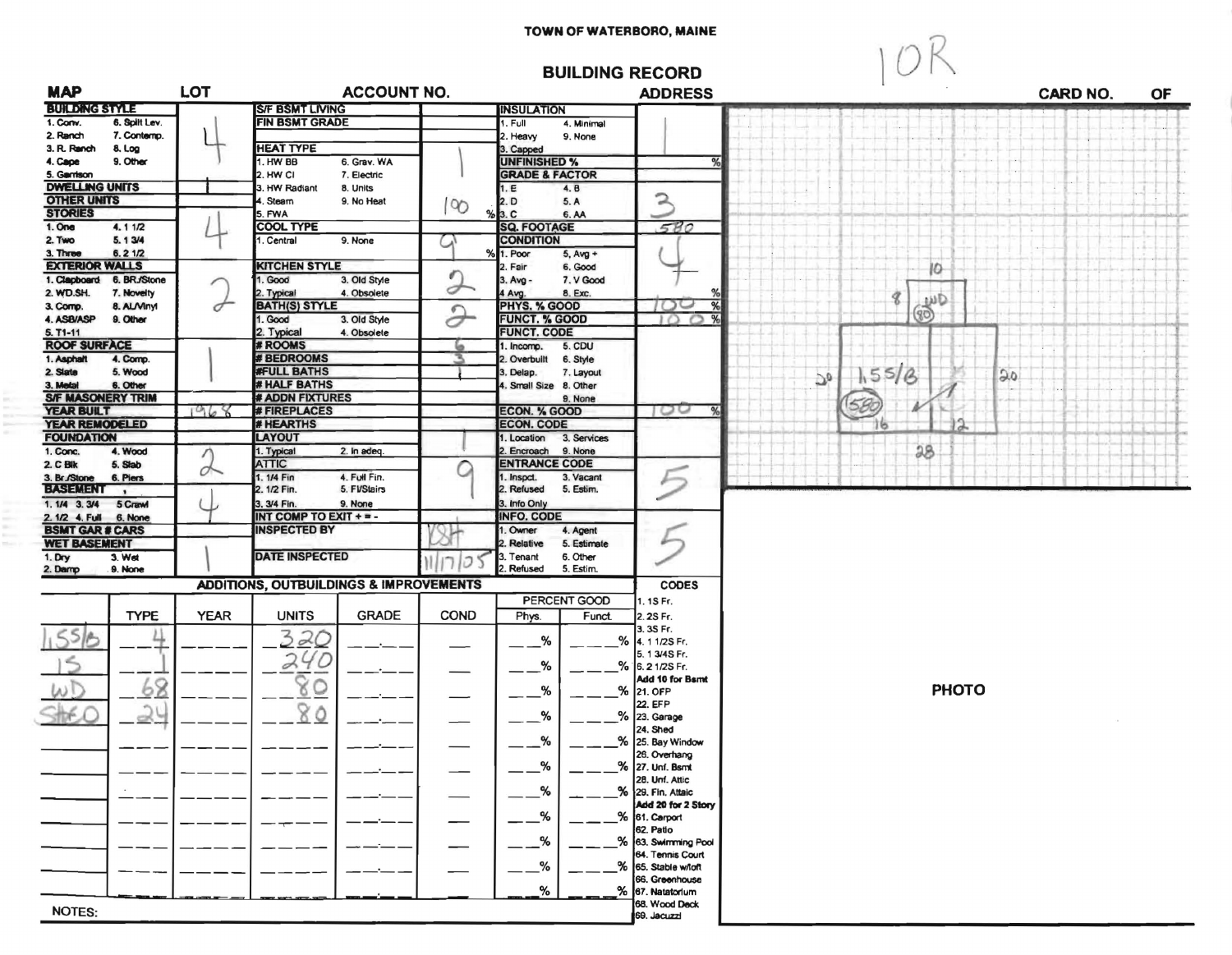# TOWN OF WATERBORO, MAINE

## BUILDING RECORD

10R

| MAP | LOT | ACCOUNT NO. | ADDRESS | CARD NO. | OF |
|---|---|---|---|---|---|
| | | | | | |

| Field | Value | Field | Value | Field | Value |
|---|---|---|---|---|---|
| **BUILDING STYLE** (1. Conv. 2. Ranch 3. R. Ranch 4. Cape 5. Garrison 6. Split Lev. 7. Contemp. 8. Log 9. Other) | 4 | **S/F BSMT LIVING** | | **INSULATION** (1. Full 2. Heavy 3. Capped 4. Minimal 9. None) | 1 |
| **DWELLING UNITS** | 1 | **FIN BSMT GRADE** | | **UNFINISHED %** | % |
| **OTHER UNITS** | | **HEAT TYPE** (1. HW BB 2. HW Cl 3. HW Radiant 4. Steam 5. FWA 6. Grav. WA 7. Electric 8. Units 9. No Heat) | 1 / 100 % | **GRADE & FACTOR** (1. E 2. D 3. C 4. B 5. A 6. AA) | 3 |
| **STORIES** (1. One 2. Two 3. Three 4. 1 1/2 5. 1 3/4 6. 2 1/2) | 4 | **COOL TYPE** (1. Central 9. None) | 9 % | **SQ. FOOTAGE** | 580 |
| **EXTERIOR WALLS** (1. Clapboard 2. WD.SH. 3. Comp. 4. ASB/ASP 5. T1-11 6. BR./Stone 7. Novelty 8. AL/Vinyl 9. Other) | 2 | **KITCHEN STYLE** (1. Good 2. Typical 3. Old Style 4. Obsolete) | 2 | **CONDITION** (1. Poor 2. Fair 3. Avg - 4. Avg. 5. Avg + 6. Good 7. V Good 8. Exc.) | 4 |
| **ROOF SURFACE** (1. Asphalt 2. Slate 3. Metal 4. Comp. 5. Wood 6. Other) | 1 | **BATH(S) STYLE** (1. Good 2. Typical 3. Old Style 4. Obsolete) | 2 | **PHYS. % GOOD** | 100 % |
| **S/F MASONERY TRIM** | | **# ROOMS** | 6 | **FUNCT. % GOOD** | 100 % |
| **YEAR BUILT** | 1968 | **# BEDROOMS** | 3 | **FUNCT. CODE** (1. Incomp. 2. Overbuilt 3. Delap. 4. Small Size 5. CDU 6. Style 7. Layout 8. Other 9. None) | |
| **YEAR REMODELED** | | **#FULL BATHS** | 1 | **ECON. % GOOD** | 100 % |
| **FOUNDATION** (1. Conc. 2. C Blk 3. Br./Stone 4. Wood 5. Slab 6. Piers) | 2 | **# HALF BATHS** | | **ECON. CODE** (1. Location 2. Encroach 3. Services 9. None) | |
| **BASEMENT** (1. 1/4 2. 1/2 3. 3/4 4. Full 5 Crawl 6. None) | 4 | **# ADDN FIXTURES** | | **ENTRANCE CODE** (1. Inspct. 2. Refused 3. Info Only 3. Vacant 5. Estim.) | 5 |
| **BSMT GAR # CARS** | | **# FIREPLACES** | | **INFO. CODE** (1. Owner 2. Relative 3. Tenant 4. Agent 5. Estimate 6. Other) | 5 |
| **WET BASEMENT** (1. Dry 2. Damp 3. Wet 9. None) | 1 | **# HEARTHS** | | | |
| | | **LAYOUT** (1. Typical 2. In adeq.) | 1 | | |
| | | **ATTIC** (1. 1/4 Fin 2. 1/2 Fin. 3. 3/4 Fin. 4. Full Fin. 5. Fl/Stairs 9. None) | 9 | | |
| | | **INT COMP TO EXIT + = -** | | | |
| | | **INSPECTED BY** | KSH | | |
| | | **DATE INSPECTED** | 11/17/05 | | |

## ADDITIONS, OUTBUILDINGS & IMPROVEMENTS

| | TYPE | YEAR | UNITS | GRADE | COND | Phys. % | Funct. % |
|---|---|---|---|---|---|---|---|
| 1.55/B | 4 | | 320 | | | % | % |
| 1S | 1 | | 240 | | | % | % |
| WD | 68 | | 80 | | | % | % |
| SHED | 24 | | 80 | | | % | % |

**CODES**
1. 1S Fr.
2. 2S Fr.
3. 3S Fr.
4. 1 1/2S Fr.
5. 1 3/4S Fr.
6. 2 1/2S Fr.
Add 10 for Bsmt
21. OFP
22. EFP
23. Garage
24. Shed
25. Bay Window
26. Overhang
27. Unf. Bsmt
28. Unf. Attic
29. Fin. Attaic
Add 20 for 2 Story
61. Carport
62. Patio
63. Swimming Pool
64. Tennis Court
65. Stable w/loft
66. Greenhouse
67. Natatorium
68. Wood Deck
69. Jacuzzi

NOTES:

Sketch: 10, 8, WD (80), 20, 1.55/B (580), 20, 16, 12, 28

PHOTO